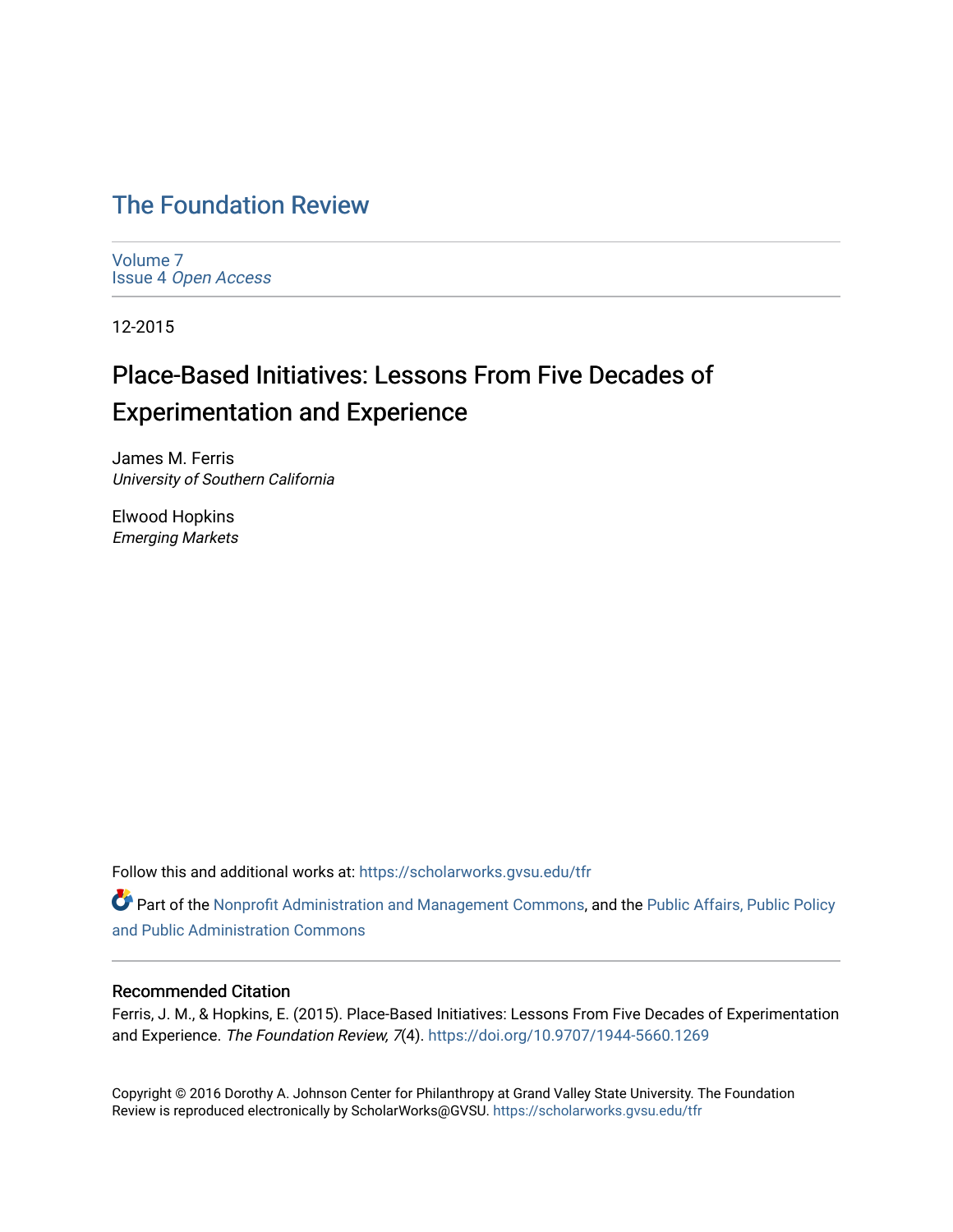# The Foundation Review

Volume 7
Issue 4 *Open Access*

12-2015

## Place-Based Initiatives: Lessons From Five Decades of Experimentation and Experience

James M. Ferris
*University of Southern California*

Elwood Hopkins
*Emerging Markets*

Follow this and additional works at: https://scholarworks.gvsu.edu/tfr

Part of the Nonprofit Administration and Management Commons, and the Public Affairs, Public Policy and Public Administration Commons

### Recommended Citation

Ferris, J. M., & Hopkins, E. (2015). Place-Based Initiatives: Lessons From Five Decades of Experimentation and Experience. *The Foundation Review, 7*(4). https://doi.org/10.9707/1944-5660.1269

Copyright © 2016 Dorothy A. Johnson Center for Philanthropy at Grand Valley State University. The Foundation Review is reproduced electronically by ScholarWorks@GVSU. https://scholarworks.gvsu.edu/tfr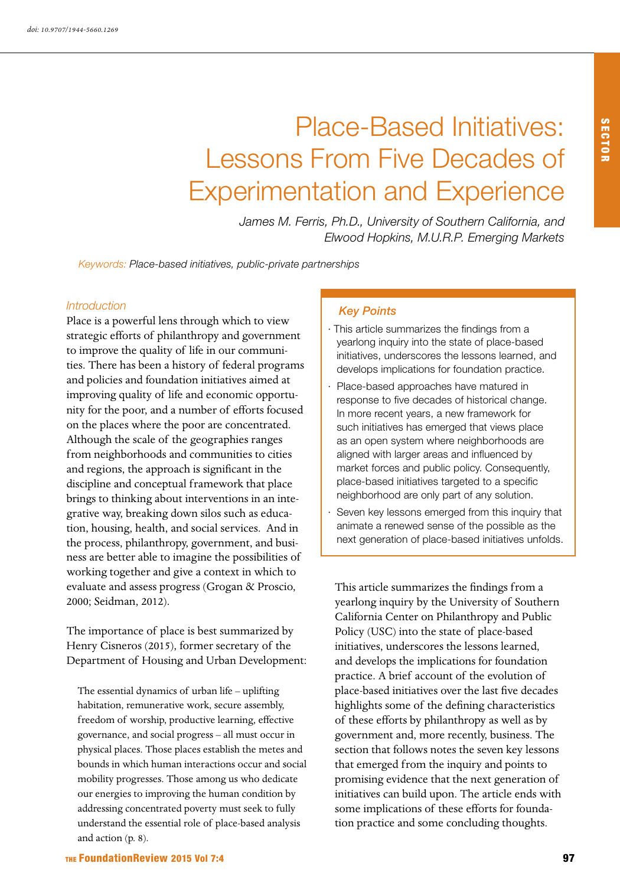doi: 10.9707/1944-5660.1269

# Place-Based Initiatives: Lessons From Five Decades of Experimentation and Experience

*James M. Ferris, Ph.D., University of Southern California, and Elwood Hopkins, M.U.R.P. Emerging Markets*

*Keywords:* *Place-based initiatives, public-private partnerships*

## Introduction

Place is a powerful lens through which to view strategic efforts of philanthropy and government to improve the quality of life in our communities. There has been a history of federal programs and policies and foundation initiatives aimed at improving quality of life and economic opportunity for the poor, and a number of efforts focused on the places where the poor are concentrated. Although the scale of the geographies ranges from neighborhoods and communities to cities and regions, the approach is significant in the discipline and conceptual framework that place brings to thinking about interventions in an integrative way, breaking down silos such as education, housing, health, and social services. And in the process, philanthropy, government, and business are better able to imagine the possibilities of working together and give a context in which to evaluate and assess progress (Grogan & Proscio, 2000; Seidman, 2012).

The importance of place is best summarized by Henry Cisneros (2015), former secretary of the Department of Housing and Urban Development:

> The essential dynamics of urban life – uplifting habitation, remunerative work, secure assembly, freedom of worship, productive learning, effective governance, and social progress – all must occur in physical places. Those places establish the metes and bounds in which human interactions occur and social mobility progresses. Those among us who dedicate our energies to improving the human condition by addressing concentrated poverty must seek to fully understand the essential role of place-based analysis and action (p. 8).

### Key Points

- This article summarizes the findings from a yearlong inquiry into the state of place-based initiatives, underscores the lessons learned, and develops implications for foundation practice.
- Place-based approaches have matured in response to five decades of historical change. In more recent years, a new framework for such initiatives has emerged that views place as an open system where neighborhoods are aligned with larger areas and influenced by market forces and public policy. Consequently, place-based initiatives targeted to a specific neighborhood are only part of any solution.
- Seven key lessons emerged from this inquiry that animate a renewed sense of the possible as the next generation of place-based initiatives unfolds.

This article summarizes the findings from a yearlong inquiry by the University of Southern California Center on Philanthropy and Public Policy (USC) into the state of place-based initiatives, underscores the lessons learned, and develops the implications for foundation practice. A brief account of the evolution of place-based initiatives over the last five decades highlights some of the defining characteristics of these efforts by philanthropy as well as by government and, more recently, business. The section that follows notes the seven key lessons that emerged from the inquiry and points to promising evidence that the next generation of initiatives can build upon. The article ends with some implications of these efforts for foundation practice and some concluding thoughts.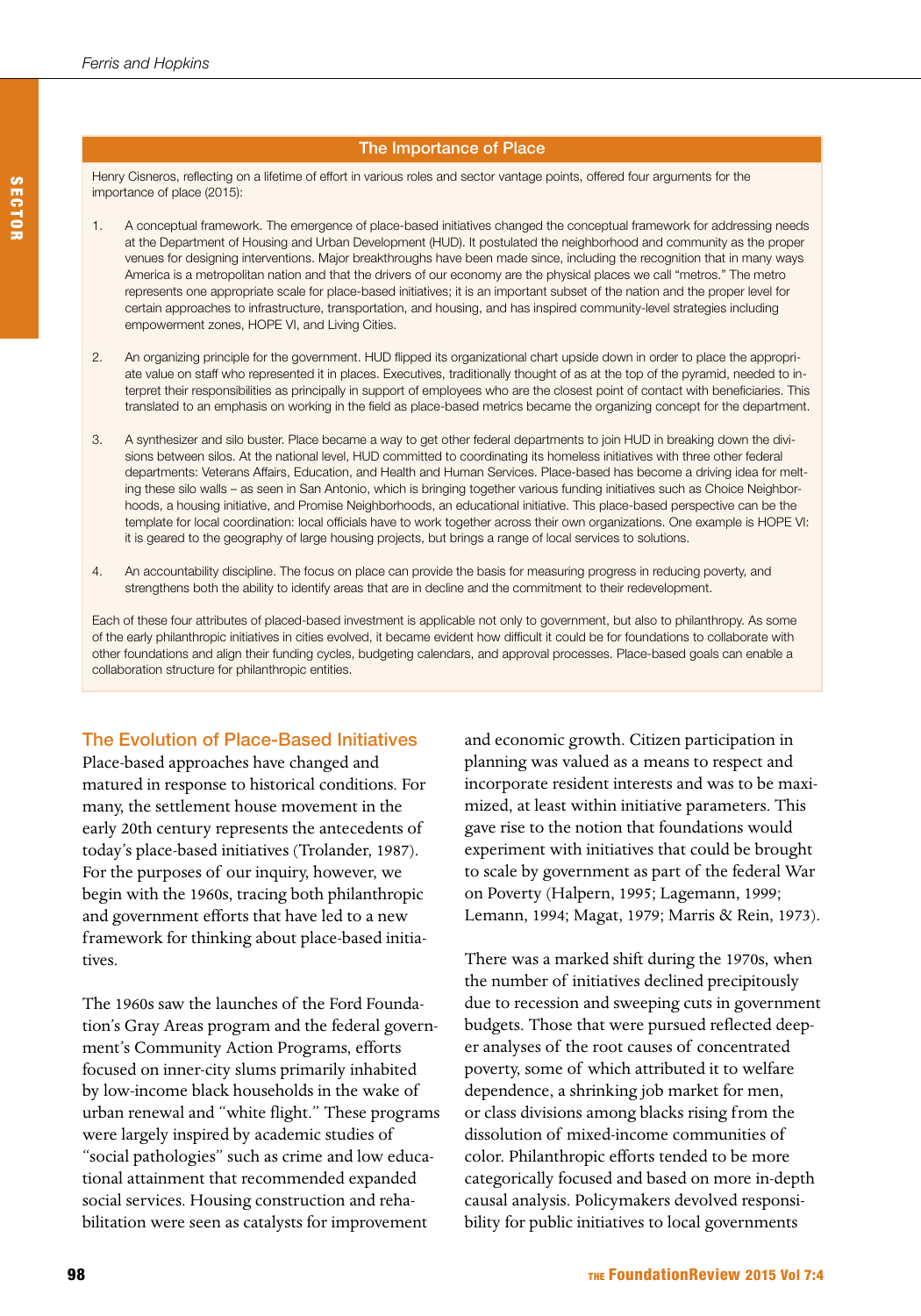## The Importance of Place

Henry Cisneros, reflecting on a lifetime of effort in various roles and sector vantage points, offered four arguments for the importance of place (2015):

1. A conceptual framework. The emergence of place-based initiatives changed the conceptual framework for addressing needs at the Department of Housing and Urban Development (HUD). It postulated the neighborhood and community as the proper venues for designing interventions. Major breakthroughs have been made since, including the recognition that in many ways America is a metropolitan nation and that the drivers of our economy are the physical places we call "metros." The metro represents one appropriate scale for place-based initiatives; it is an important subset of the nation and the proper level for certain approaches to infrastructure, transportation, and housing, and has inspired community-level strategies including empowerment zones, HOPE VI, and Living Cities.

2. An organizing principle for the government. HUD flipped its organizational chart upside down in order to place the appropriate value on staff who represented it in places. Executives, traditionally thought of as at the top of the pyramid, needed to interpret their responsibilities as principally in support of employees who are the closest point of contact with beneficiaries. This translated to an emphasis on working in the field as place-based metrics became the organizing concept for the department.

3. A synthesizer and silo buster. Place became a way to get other federal departments to join HUD in breaking down the divisions between silos. At the national level, HUD committed to coordinating its homeless initiatives with three other federal departments: Veterans Affairs, Education, and Health and Human Services. Place-based has become a driving idea for melting these silo walls – as seen in San Antonio, which is bringing together various funding initiatives such as Choice Neighborhoods, a housing initiative, and Promise Neighborhoods, an educational initiative. This place-based perspective can be the template for local coordination: local officials have to work together across their own organizations. One example is HOPE VI: it is geared to the geography of large housing projects, but brings a range of local services to solutions.

4. An accountability discipline. The focus on place can provide the basis for measuring progress in reducing poverty, and strengthens both the ability to identify areas that are in decline and the commitment to their redevelopment.

Each of these four attributes of placed-based investment is applicable not only to government, but also to philanthropy. As some of the early philanthropic initiatives in cities evolved, it became evident how difficult it could be for foundations to collaborate with other foundations and align their funding cycles, budgeting calendars, and approval processes. Place-based goals can enable a collaboration structure for philanthropic entities.

## The Evolution of Place-Based Initiatives

Place-based approaches have changed and matured in response to historical conditions. For many, the settlement house movement in the early 20th century represents the antecedents of today's place-based initiatives (Trolander, 1987). For the purposes of our inquiry, however, we begin with the 1960s, tracing both philanthropic and government efforts that have led to a new framework for thinking about place-based initiatives.

The 1960s saw the launches of the Ford Foundation's Gray Areas program and the federal government's Community Action Programs, efforts focused on inner-city slums primarily inhabited by low-income black households in the wake of urban renewal and "white flight." These programs were largely inspired by academic studies of "social pathologies" such as crime and low educational attainment that recommended expanded social services. Housing construction and rehabilitation were seen as catalysts for improvement and economic growth. Citizen participation in planning was valued as a means to respect and incorporate resident interests and was to be maximized, at least within initiative parameters. This gave rise to the notion that foundations would experiment with initiatives that could be brought to scale by government as part of the federal War on Poverty (Halpern, 1995; Lagemann, 1999; Lemann, 1994; Magat, 1979; Marris & Rein, 1973).

There was a marked shift during the 1970s, when the number of initiatives declined precipitously due to recession and sweeping cuts in government budgets. Those that were pursued reflected deeper analyses of the root causes of concentrated poverty, some of which attributed it to welfare dependence, a shrinking job market for men, or class divisions among blacks rising from the dissolution of mixed-income communities of color. Philanthropic efforts tended to be more categorically focused and based on more in-depth causal analysis. Policymakers devolved responsibility for public initiatives to local governments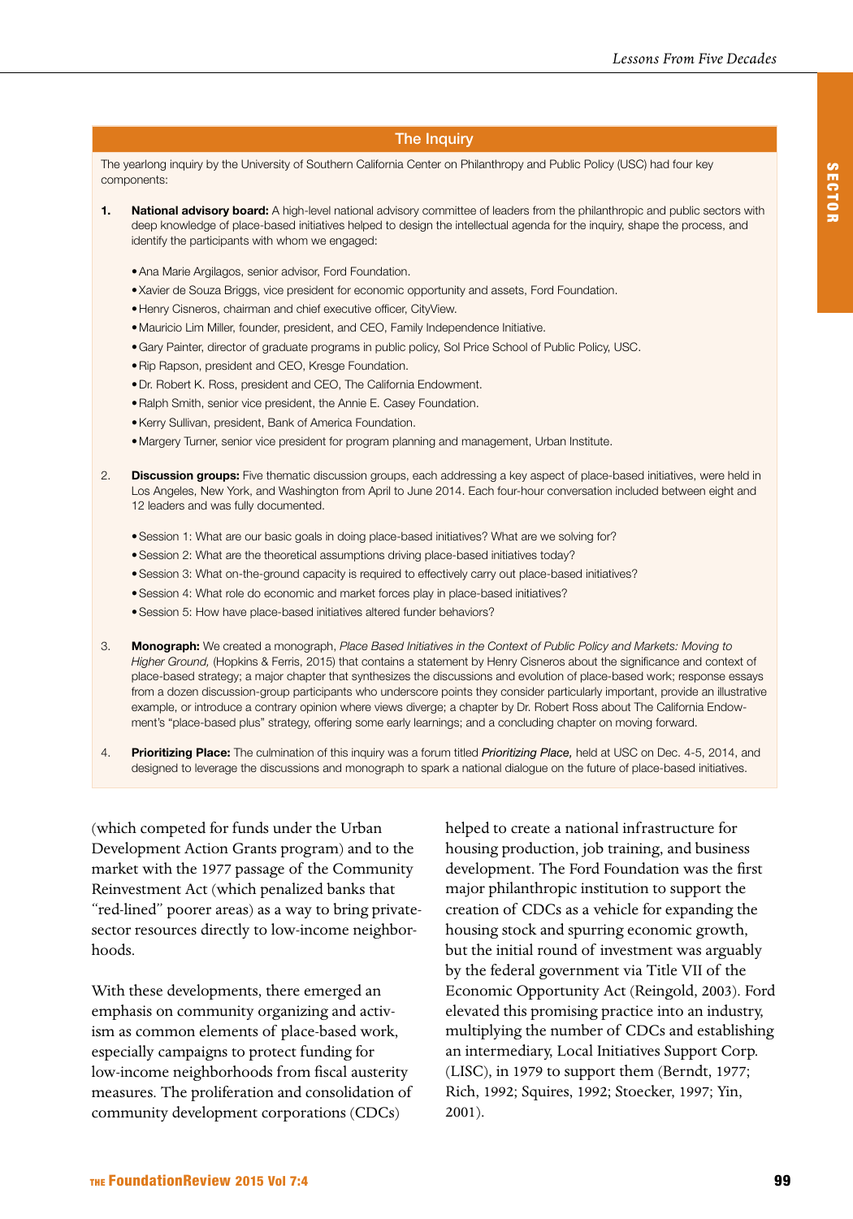## The Inquiry

The yearlong inquiry by the University of Southern California Center on Philanthropy and Public Policy (USC) had four key components:

1. **National advisory board:** A high-level national advisory committee of leaders from the philanthropic and public sectors with deep knowledge of place-based initiatives helped to design the intellectual agenda for the inquiry, shape the process, and identify the participants with whom we engaged:
   - Ana Marie Argilagos, senior advisor, Ford Foundation.
   - Xavier de Souza Briggs, vice president for economic opportunity and assets, Ford Foundation.
   - Henry Cisneros, chairman and chief executive officer, CityView.
   - Mauricio Lim Miller, founder, president, and CEO, Family Independence Initiative.
   - Gary Painter, director of graduate programs in public policy, Sol Price School of Public Policy, USC.
   - Rip Rapson, president and CEO, Kresge Foundation.
   - Dr. Robert K. Ross, president and CEO, The California Endowment.
   - Ralph Smith, senior vice president, the Annie E. Casey Foundation.
   - Kerry Sullivan, president, Bank of America Foundation.
   - Margery Turner, senior vice president for program planning and management, Urban Institute.
2. **Discussion groups:** Five thematic discussion groups, each addressing a key aspect of place-based initiatives, were held in Los Angeles, New York, and Washington from April to June 2014. Each four-hour conversation included between eight and 12 leaders and was fully documented.
   - Session 1: What are our basic goals in doing place-based initiatives? What are we solving for?
   - Session 2: What are the theoretical assumptions driving place-based initiatives today?
   - Session 3: What on-the-ground capacity is required to effectively carry out place-based initiatives?
   - Session 4: What role do economic and market forces play in place-based initiatives?
   - Session 5: How have place-based initiatives altered funder behaviors?
3. **Monograph:** We created a monograph, *Place Based Initiatives in the Context of Public Policy and Markets: Moving to Higher Ground,* (Hopkins & Ferris, 2015) that contains a statement by Henry Cisneros about the significance and context of place-based strategy; a major chapter that synthesizes the discussions and evolution of place-based work; response essays from a dozen discussion-group participants who underscore points they consider particularly important, provide an illustrative example, or introduce a contrary opinion where views diverge; a chapter by Dr. Robert Ross about The California Endowment's "place-based plus" strategy, offering some early learnings; and a concluding chapter on moving forward.
4. **Prioritizing Place:** The culmination of this inquiry was a forum titled *Prioritizing Place,* held at USC on Dec. 4-5, 2014, and designed to leverage the discussions and monograph to spark a national dialogue on the future of place-based initiatives.

(which competed for funds under the Urban Development Action Grants program) and to the market with the 1977 passage of the Community Reinvestment Act (which penalized banks that "red-lined" poorer areas) as a way to bring private-sector resources directly to low-income neighborhoods.

With these developments, there emerged an emphasis on community organizing and activism as common elements of place-based work, especially campaigns to protect funding for low-income neighborhoods from fiscal austerity measures. The proliferation and consolidation of community development corporations (CDCs) helped to create a national infrastructure for housing production, job training, and business development. The Ford Foundation was the first major philanthropic institution to support the creation of CDCs as a vehicle for expanding the housing stock and spurring economic growth, but the initial round of investment was arguably by the federal government via Title VII of the Economic Opportunity Act (Reingold, 2003). Ford elevated this promising practice into an industry, multiplying the number of CDCs and establishing an intermediary, Local Initiatives Support Corp. (LISC), in 1979 to support them (Berndt, 1977; Rich, 1992; Squires, 1992; Stoecker, 1997; Yin, 2001).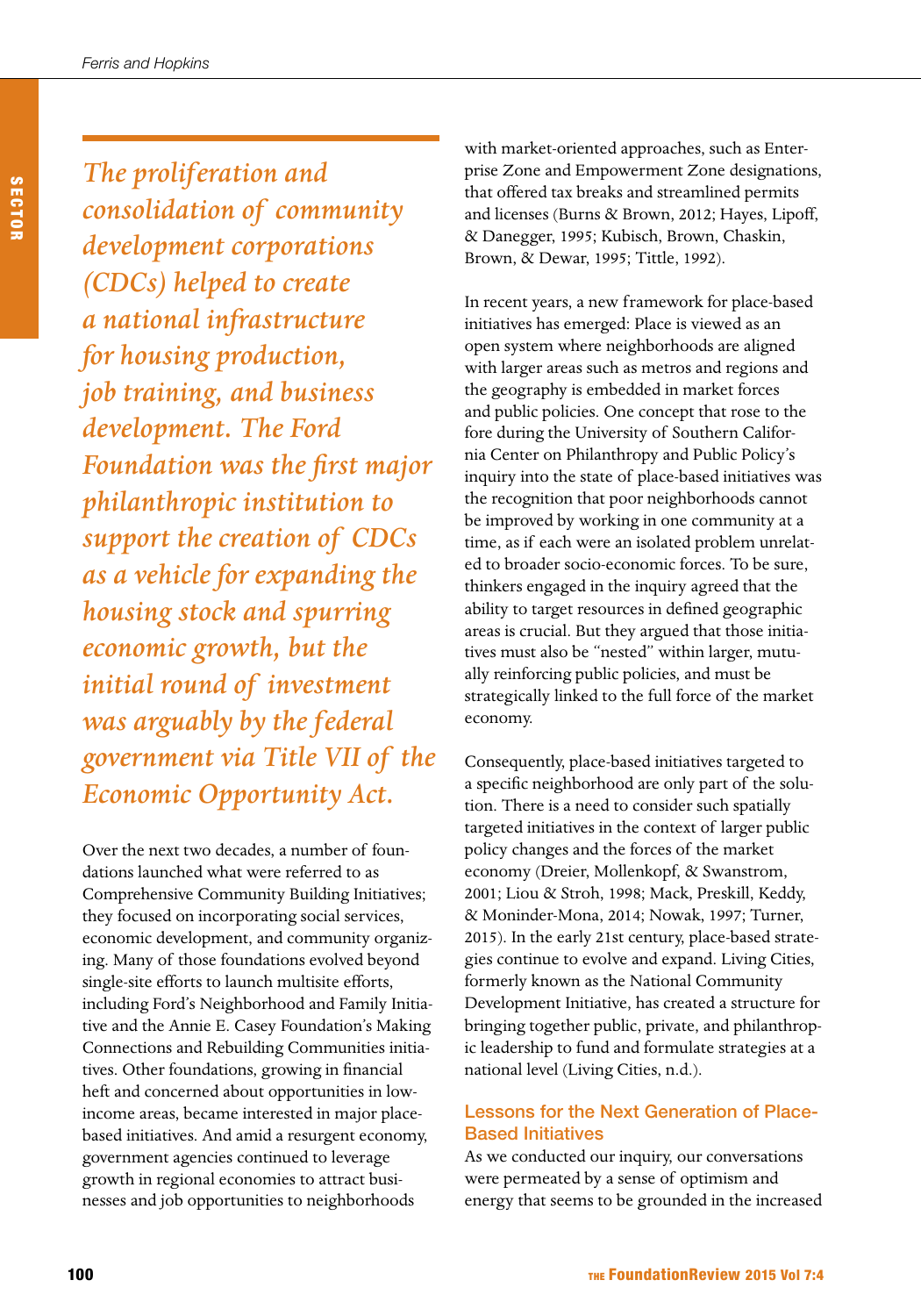*The proliferation and consolidation of community development corporations (CDCs) helped to create a national infrastructure for housing production, job training, and business development. The Ford Foundation was the first major philanthropic institution to support the creation of CDCs as a vehicle for expanding the housing stock and spurring economic growth, but the initial round of investment was arguably by the federal government via Title VII of the Economic Opportunity Act.*

Over the next two decades, a number of foundations launched what were referred to as Comprehensive Community Building Initiatives; they focused on incorporating social services, economic development, and community organizing. Many of those foundations evolved beyond single-site efforts to launch multisite efforts, including Ford's Neighborhood and Family Initiative and the Annie E. Casey Foundation's Making Connections and Rebuilding Communities initiatives. Other foundations, growing in financial heft and concerned about opportunities in low-income areas, became interested in major place-based initiatives. And amid a resurgent economy, government agencies continued to leverage growth in regional economies to attract businesses and job opportunities to neighborhoods with market-oriented approaches, such as Enterprise Zone and Empowerment Zone designations, that offered tax breaks and streamlined permits and licenses (Burns & Brown, 2012; Hayes, Lipoff, & Danegger, 1995; Kubisch, Brown, Chaskin, Brown, & Dewar, 1995; Tittle, 1992).

In recent years, a new framework for place-based initiatives has emerged: Place is viewed as an open system where neighborhoods are aligned with larger areas such as metros and regions and the geography is embedded in market forces and public policies. One concept that rose to the fore during the University of Southern California Center on Philanthropy and Public Policy's inquiry into the state of place-based initiatives was the recognition that poor neighborhoods cannot be improved by working in one community at a time, as if each were an isolated problem unrelated to broader socio-economic forces. To be sure, thinkers engaged in the inquiry agreed that the ability to target resources in defined geographic areas is crucial. But they argued that those initiatives must also be "nested" within larger, mutually reinforcing public policies, and must be strategically linked to the full force of the market economy.

Consequently, place-based initiatives targeted to a specific neighborhood are only part of the solution. There is a need to consider such spatially targeted initiatives in the context of larger public policy changes and the forces of the market economy (Dreier, Mollenkopf, & Swanstrom, 2001; Liou & Stroh, 1998; Mack, Preskill, Keddy, & Moninder-Mona, 2014; Nowak, 1997; Turner, 2015). In the early 21st century, place-based strategies continue to evolve and expand. Living Cities, formerly known as the National Community Development Initiative, has created a structure for bringing together public, private, and philanthropic leadership to fund and formulate strategies at a national level (Living Cities, n.d.).

## Lessons for the Next Generation of Place-Based Initiatives

As we conducted our inquiry, our conversations were permeated by a sense of optimism and energy that seems to be grounded in the increased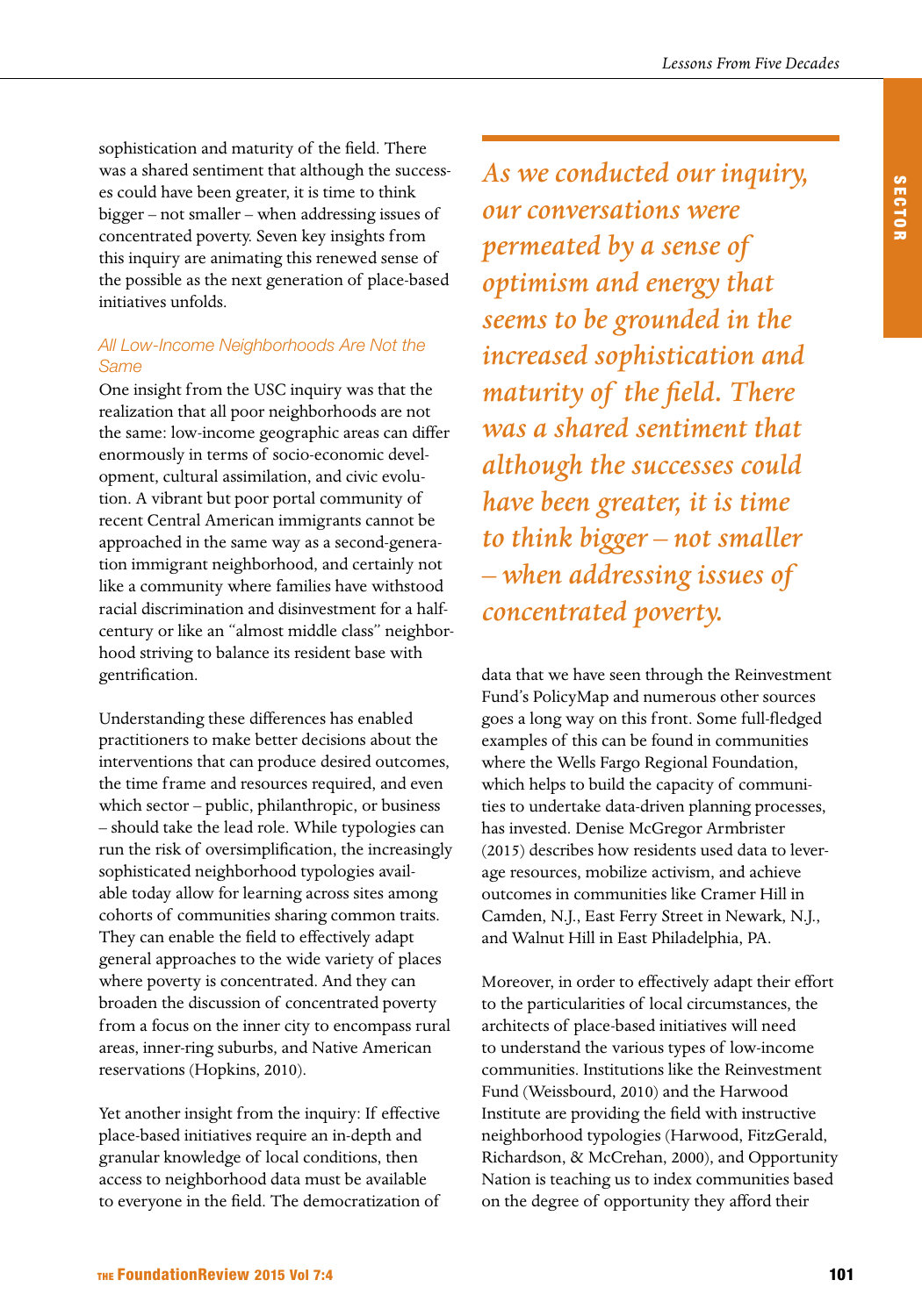sophistication and maturity of the field. There was a shared sentiment that although the successes could have been greater, it is time to think bigger – not smaller – when addressing issues of concentrated poverty. Seven key insights from this inquiry are animating this renewed sense of the possible as the next generation of place-based initiatives unfolds.

> *As we conducted our inquiry, our conversations were permeated by a sense of optimism and energy that seems to be grounded in the increased sophistication and maturity of the field. There was a shared sentiment that although the successes could have been greater, it is time to think bigger – not smaller – when addressing issues of concentrated poverty.*

### *All Low-Income Neighborhoods Are Not the Same*

One insight from the USC inquiry was that the realization that all poor neighborhoods are not the same: low-income geographic areas can differ enormously in terms of socio-economic development, cultural assimilation, and civic evolution. A vibrant but poor portal community of recent Central American immigrants cannot be approached in the same way as a second-generation immigrant neighborhood, and certainly not like a community where families have withstood racial discrimination and disinvestment for a half-century or like an "almost middle class" neighborhood striving to balance its resident base with gentrification.

Understanding these differences has enabled practitioners to make better decisions about the interventions that can produce desired outcomes, the time frame and resources required, and even which sector – public, philanthropic, or business – should take the lead role. While typologies can run the risk of oversimplification, the increasingly sophisticated neighborhood typologies available today allow for learning across sites among cohorts of communities sharing common traits. They can enable the field to effectively adapt general approaches to the wide variety of places where poverty is concentrated. And they can broaden the discussion of concentrated poverty from a focus on the inner city to encompass rural areas, inner-ring suburbs, and Native American reservations (Hopkins, 2010).

Yet another insight from the inquiry: If effective place-based initiatives require an in-depth and granular knowledge of local conditions, then access to neighborhood data must be available to everyone in the field. The democratization of data that we have seen through the Reinvestment Fund's PolicyMap and numerous other sources goes a long way on this front. Some full-fledged examples of this can be found in communities where the Wells Fargo Regional Foundation, which helps to build the capacity of communities to undertake data-driven planning processes, has invested. Denise McGregor Armbrister (2015) describes how residents used data to leverage resources, mobilize activism, and achieve outcomes in communities like Cramer Hill in Camden, N.J., East Ferry Street in Newark, N.J., and Walnut Hill in East Philadelphia, PA.

Moreover, in order to effectively adapt their effort to the particularities of local circumstances, the architects of place-based initiatives will need to understand the various types of low-income communities. Institutions like the Reinvestment Fund (Weissbourd, 2010) and the Harwood Institute are providing the field with instructive neighborhood typologies (Harwood, FitzGerald, Richardson, & McCrehan, 2000), and Opportunity Nation is teaching us to index communities based on the degree of opportunity they afford their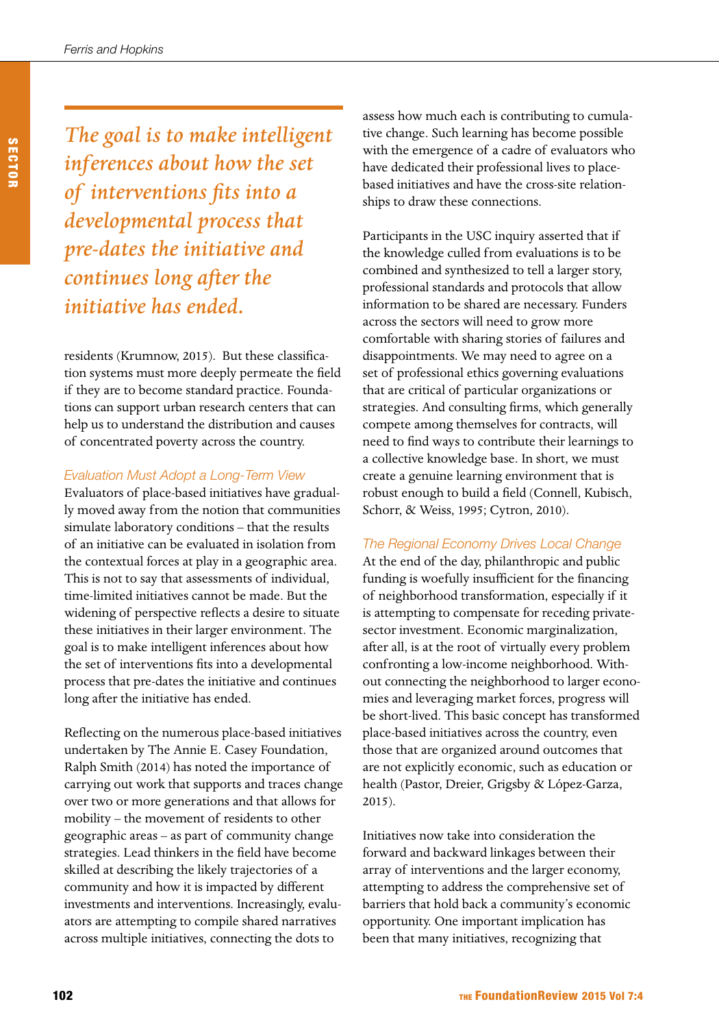> *The goal is to make intelligent inferences about how the set of interventions fits into a developmental process that pre-dates the initiative and continues long after the initiative has ended.*

residents (Krumnow, 2015). But these classification systems must more deeply permeate the field if they are to become standard practice. Foundations can support urban research centers that can help us to understand the distribution and causes of concentrated poverty across the country.

### *Evaluation Must Adopt a Long-Term View*

Evaluators of place-based initiatives have gradually moved away from the notion that communities simulate laboratory conditions – that the results of an initiative can be evaluated in isolation from the contextual forces at play in a geographic area. This is not to say that assessments of individual, time-limited initiatives cannot be made. But the widening of perspective reflects a desire to situate these initiatives in their larger environment. The goal is to make intelligent inferences about how the set of interventions fits into a developmental process that pre-dates the initiative and continues long after the initiative has ended.

Reflecting on the numerous place-based initiatives undertaken by The Annie E. Casey Foundation, Ralph Smith (2014) has noted the importance of carrying out work that supports and traces change over two or more generations and that allows for mobility – the movement of residents to other geographic areas – as part of community change strategies. Lead thinkers in the field have become skilled at describing the likely trajectories of a community and how it is impacted by different investments and interventions. Increasingly, evaluators are attempting to compile shared narratives across multiple initiatives, connecting the dots to assess how much each is contributing to cumulative change. Such learning has become possible with the emergence of a cadre of evaluators who have dedicated their professional lives to place-based initiatives and have the cross-site relationships to draw these connections.

Participants in the USC inquiry asserted that if the knowledge culled from evaluations is to be combined and synthesized to tell a larger story, professional standards and protocols that allow information to be shared are necessary. Funders across the sectors will need to grow more comfortable with sharing stories of failures and disappointments. We may need to agree on a set of professional ethics governing evaluations that are critical of particular organizations or strategies. And consulting firms, which generally compete among themselves for contracts, will need to find ways to contribute their learnings to a collective knowledge base. In short, we must create a genuine learning environment that is robust enough to build a field (Connell, Kubisch, Schorr, & Weiss, 1995; Cytron, 2010).

### *The Regional Economy Drives Local Change*

At the end of the day, philanthropic and public funding is woefully insufficient for the financing of neighborhood transformation, especially if it is attempting to compensate for receding private-sector investment. Economic marginalization, after all, is at the root of virtually every problem confronting a low-income neighborhood. Without connecting the neighborhood to larger economies and leveraging market forces, progress will be short-lived. This basic concept has transformed place-based initiatives across the country, even those that are organized around outcomes that are not explicitly economic, such as education or health (Pastor, Dreier, Grigsby & López-Garza, 2015).

Initiatives now take into consideration the forward and backward linkages between their array of interventions and the larger economy, attempting to address the comprehensive set of barriers that hold back a community's economic opportunity. One important implication has been that many initiatives, recognizing that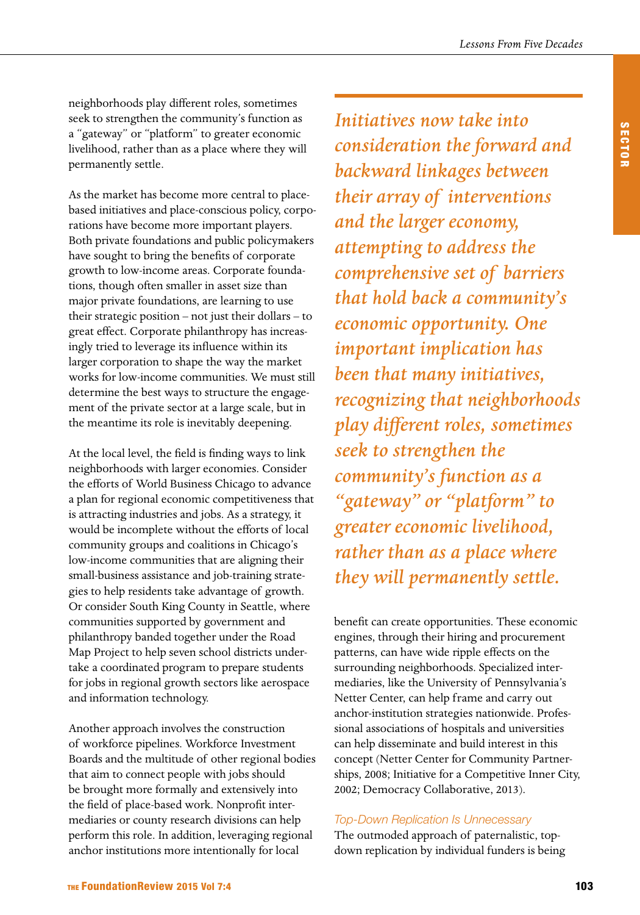neighborhoods play different roles, sometimes seek to strengthen the community's function as a "gateway" or "platform" to greater economic livelihood, rather than as a place where they will permanently settle.

As the market has become more central to place-based initiatives and place-conscious policy, corporations have become more important players. Both private foundations and public policymakers have sought to bring the benefits of corporate growth to low-income areas. Corporate foundations, though often smaller in asset size than major private foundations, are learning to use their strategic position – not just their dollars – to great effect. Corporate philanthropy has increasingly tried to leverage its influence within its larger corporation to shape the way the market works for low-income communities. We must still determine the best ways to structure the engagement of the private sector at a large scale, but in the meantime its role is inevitably deepening.

At the local level, the field is finding ways to link neighborhoods with larger economies. Consider the efforts of World Business Chicago to advance a plan for regional economic competitiveness that is attracting industries and jobs. As a strategy, it would be incomplete without the efforts of local community groups and coalitions in Chicago's low-income communities that are aligning their small-business assistance and job-training strategies to help residents take advantage of growth. Or consider South King County in Seattle, where communities supported by government and philanthropy banded together under the Road Map Project to help seven school districts undertake a coordinated program to prepare students for jobs in regional growth sectors like aerospace and information technology.

Another approach involves the construction of workforce pipelines. Workforce Investment Boards and the multitude of other regional bodies that aim to connect people with jobs should be brought more formally and extensively into the field of place-based work. Nonprofit intermediaries or county research divisions can help perform this role. In addition, leveraging regional anchor institutions more intentionally for local benefit can create opportunities. These economic engines, through their hiring and procurement patterns, can have wide ripple effects on the surrounding neighborhoods. Specialized intermediaries, like the University of Pennsylvania's Netter Center, can help frame and carry out anchor-institution strategies nationwide. Professional associations of hospitals and universities can help disseminate and build interest in this concept (Netter Center for Community Partnerships, 2008; Initiative for a Competitive Inner City, 2002; Democracy Collaborative, 2013).

> *Initiatives now take into consideration the forward and backward linkages between their array of interventions and the larger economy, attempting to address the comprehensive set of barriers that hold back a community's economic opportunity. One important implication has been that many initiatives, recognizing that neighborhoods play different roles, sometimes seek to strengthen the community's function as a "gateway" or "platform" to greater economic livelihood, rather than as a place where they will permanently settle.*

### Top-Down Replication Is Unnecessary

The outmoded approach of paternalistic, top-down replication by individual funders is being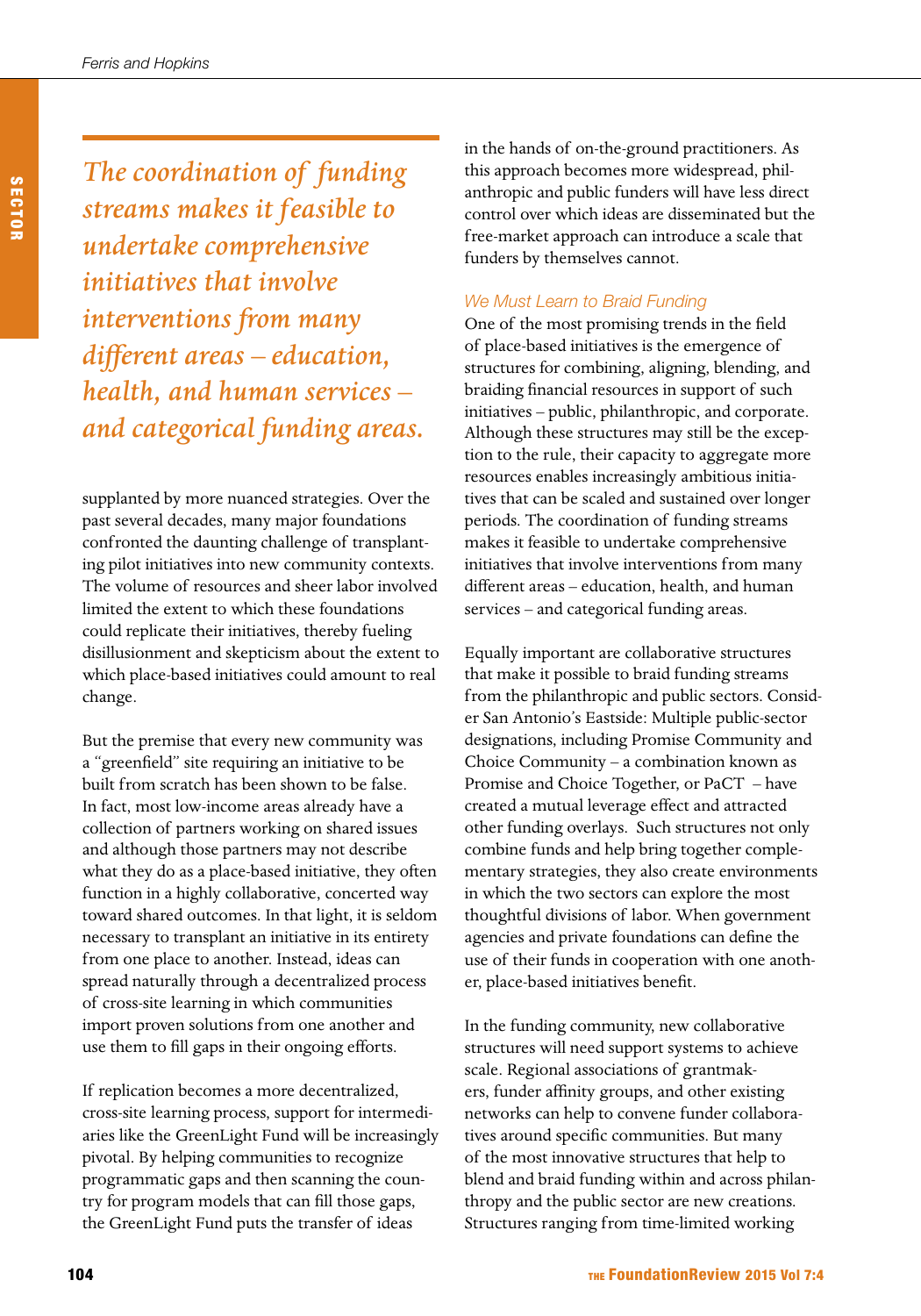*The coordination of funding streams makes it feasible to undertake comprehensive initiatives that involve interventions from many different areas – education, health, and human services – and categorical funding areas.*

supplanted by more nuanced strategies. Over the past several decades, many major foundations confronted the daunting challenge of transplanting pilot initiatives into new community contexts. The volume of resources and sheer labor involved limited the extent to which these foundations could replicate their initiatives, thereby fueling disillusionment and skepticism about the extent to which place-based initiatives could amount to real change.

But the premise that every new community was a "greenfield" site requiring an initiative to be built from scratch has been shown to be false. In fact, most low-income areas already have a collection of partners working on shared issues and although those partners may not describe what they do as a place-based initiative, they often function in a highly collaborative, concerted way toward shared outcomes. In that light, it is seldom necessary to transplant an initiative in its entirety from one place to another. Instead, ideas can spread naturally through a decentralized process of cross-site learning in which communities import proven solutions from one another and use them to fill gaps in their ongoing efforts.

If replication becomes a more decentralized, cross-site learning process, support for intermediaries like the GreenLight Fund will be increasingly pivotal. By helping communities to recognize programmatic gaps and then scanning the country for program models that can fill those gaps, the GreenLight Fund puts the transfer of ideas in the hands of on-the-ground practitioners. As this approach becomes more widespread, philanthropic and public funders will have less direct control over which ideas are disseminated but the free-market approach can introduce a scale that funders by themselves cannot.

### We Must Learn to Braid Funding

One of the most promising trends in the field of place-based initiatives is the emergence of structures for combining, aligning, blending, and braiding financial resources in support of such initiatives – public, philanthropic, and corporate. Although these structures may still be the exception to the rule, their capacity to aggregate more resources enables increasingly ambitious initiatives that can be scaled and sustained over longer periods. The coordination of funding streams makes it feasible to undertake comprehensive initiatives that involve interventions from many different areas – education, health, and human services – and categorical funding areas.

Equally important are collaborative structures that make it possible to braid funding streams from the philanthropic and public sectors. Consider San Antonio's Eastside: Multiple public-sector designations, including Promise Community and Choice Community – a combination known as Promise and Choice Together, or PaCT – have created a mutual leverage effect and attracted other funding overlays. Such structures not only combine funds and help bring together complementary strategies, they also create environments in which the two sectors can explore the most thoughtful divisions of labor. When government agencies and private foundations can define the use of their funds in cooperation with one another, place-based initiatives benefit.

In the funding community, new collaborative structures will need support systems to achieve scale. Regional associations of grantmakers, funder affinity groups, and other existing networks can help to convene funder collaboratives around specific communities. But many of the most innovative structures that help to blend and braid funding within and across philanthropy and the public sector are new creations. Structures ranging from time-limited working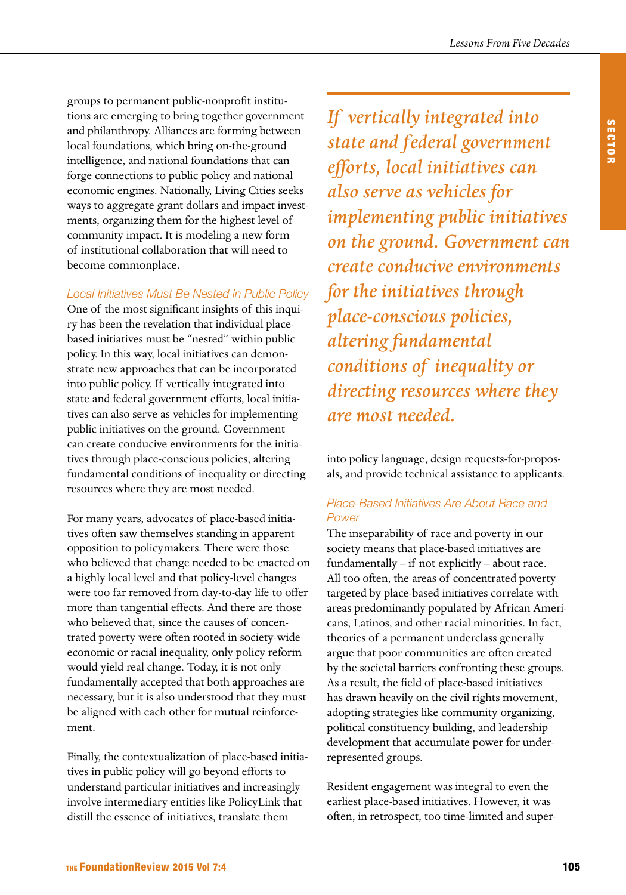groups to permanent public-nonprofit institutions are emerging to bring together government and philanthropy. Alliances are forming between local foundations, which bring on-the-ground intelligence, and national foundations that can forge connections to public policy and national economic engines. Nationally, Living Cities seeks ways to aggregate grant dollars and impact investments, organizing them for the highest level of community impact. It is modeling a new form of institutional collaboration that will need to become commonplace.

### *Local Initiatives Must Be Nested in Public Policy*

One of the most significant insights of this inquiry has been the revelation that individual place-based initiatives must be "nested" within public policy. In this way, local initiatives can demonstrate new approaches that can be incorporated into public policy. If vertically integrated into state and federal government efforts, local initiatives can also serve as vehicles for implementing public initiatives on the ground. Government can create conducive environments for the initiatives through place-conscious policies, altering fundamental conditions of inequality or directing resources where they are most needed.

For many years, advocates of place-based initiatives often saw themselves standing in apparent opposition to policymakers. There were those who believed that change needed to be enacted on a highly local level and that policy-level changes were too far removed from day-to-day life to offer more than tangential effects. And there are those who believed that, since the causes of concentrated poverty were often rooted in society-wide economic or racial inequality, only policy reform would yield real change. Today, it is not only fundamentally accepted that both approaches are necessary, but it is also understood that they must be aligned with each other for mutual reinforcement.

Finally, the contextualization of place-based initiatives in public policy will go beyond efforts to understand particular initiatives and increasingly involve intermediary entities like PolicyLink that distill the essence of initiatives, translate them into policy language, design requests-for-proposals, and provide technical assistance to applicants.

> *If vertically integrated into state and federal government efforts, local initiatives can also serve as vehicles for implementing public initiatives on the ground. Government can create conducive environments for the initiatives through place-conscious policies, altering fundamental conditions of inequality or directing resources where they are most needed.*

### *Place-Based Initiatives Are About Race and Power*

The inseparability of race and poverty in our society means that place-based initiatives are fundamentally – if not explicitly – about race. All too often, the areas of concentrated poverty targeted by place-based initiatives correlate with areas predominantly populated by African Americans, Latinos, and other racial minorities. In fact, theories of a permanent underclass generally argue that poor communities are often created by the societal barriers confronting these groups. As a result, the field of place-based initiatives has drawn heavily on the civil rights movement, adopting strategies like community organizing, political constituency building, and leadership development that accumulate power for underrepresented groups.

Resident engagement was integral to even the earliest place-based initiatives. However, it was often, in retrospect, too time-limited and super-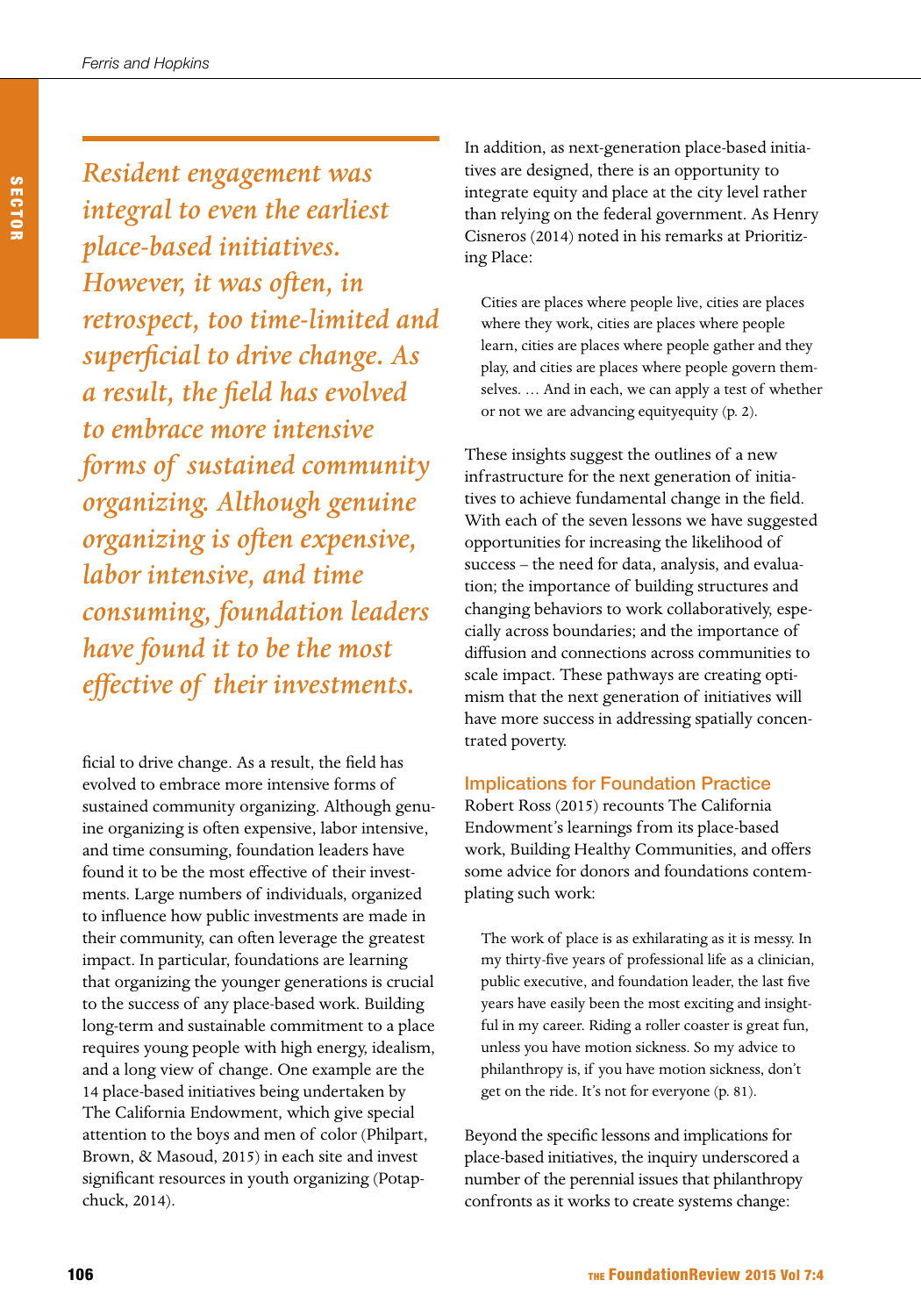> *Resident engagement was integral to even the earliest place-based initiatives. However, it was often, in retrospect, too time-limited and superficial to drive change. As a result, the field has evolved to embrace more intensive forms of sustained community organizing. Although genuine organizing is often expensive, labor intensive, and time consuming, foundation leaders have found it to be the most effective of their investments.*

ficial to drive change. As a result, the field has evolved to embrace more intensive forms of sustained community organizing. Although genuine organizing is often expensive, labor intensive, and time consuming, foundation leaders have found it to be the most effective of their investments. Large numbers of individuals, organized to influence how public investments are made in their community, can often leverage the greatest impact. In particular, foundations are learning that organizing the younger generations is crucial to the success of any place-based work. Building long-term and sustainable commitment to a place requires young people with high energy, idealism, and a long view of change. One example are the 14 place-based initiatives being undertaken by The California Endowment, which give special attention to the boys and men of color (Philpart, Brown, & Masoud, 2015) in each site and invest significant resources in youth organizing (Potapchuck, 2014).

In addition, as next-generation place-based initiatives are designed, there is an opportunity to integrate equity and place at the city level rather than relying on the federal government. As Henry Cisneros (2014) noted in his remarks at Prioritizing Place:

> Cities are places where people live, cities are places where they work, cities are places where people learn, cities are places where people gather and they play, and cities are places where people govern themselves. … And in each, we can apply a test of whether or not we are advancing equityequity (p. 2).

These insights suggest the outlines of a new infrastructure for the next generation of initiatives to achieve fundamental change in the field. With each of the seven lessons we have suggested opportunities for increasing the likelihood of success – the need for data, analysis, and evaluation; the importance of building structures and changing behaviors to work collaboratively, especially across boundaries; and the importance of diffusion and connections across communities to scale impact. These pathways are creating optimism that the next generation of initiatives will have more success in addressing spatially concentrated poverty.

## Implications for Foundation Practice

Robert Ross (2015) recounts The California Endowment's learnings from its place-based work, Building Healthy Communities, and offers some advice for donors and foundations contemplating such work:

> The work of place is as exhilarating as it is messy. In my thirty-five years of professional life as a clinician, public executive, and foundation leader, the last five years have easily been the most exciting and insightful in my career. Riding a roller coaster is great fun, unless you have motion sickness. So my advice to philanthropy is, if you have motion sickness, don't get on the ride. It's not for everyone (p. 81).

Beyond the specific lessons and implications for place-based initiatives, the inquiry underscored a number of the perennial issues that philanthropy confronts as it works to create systems change: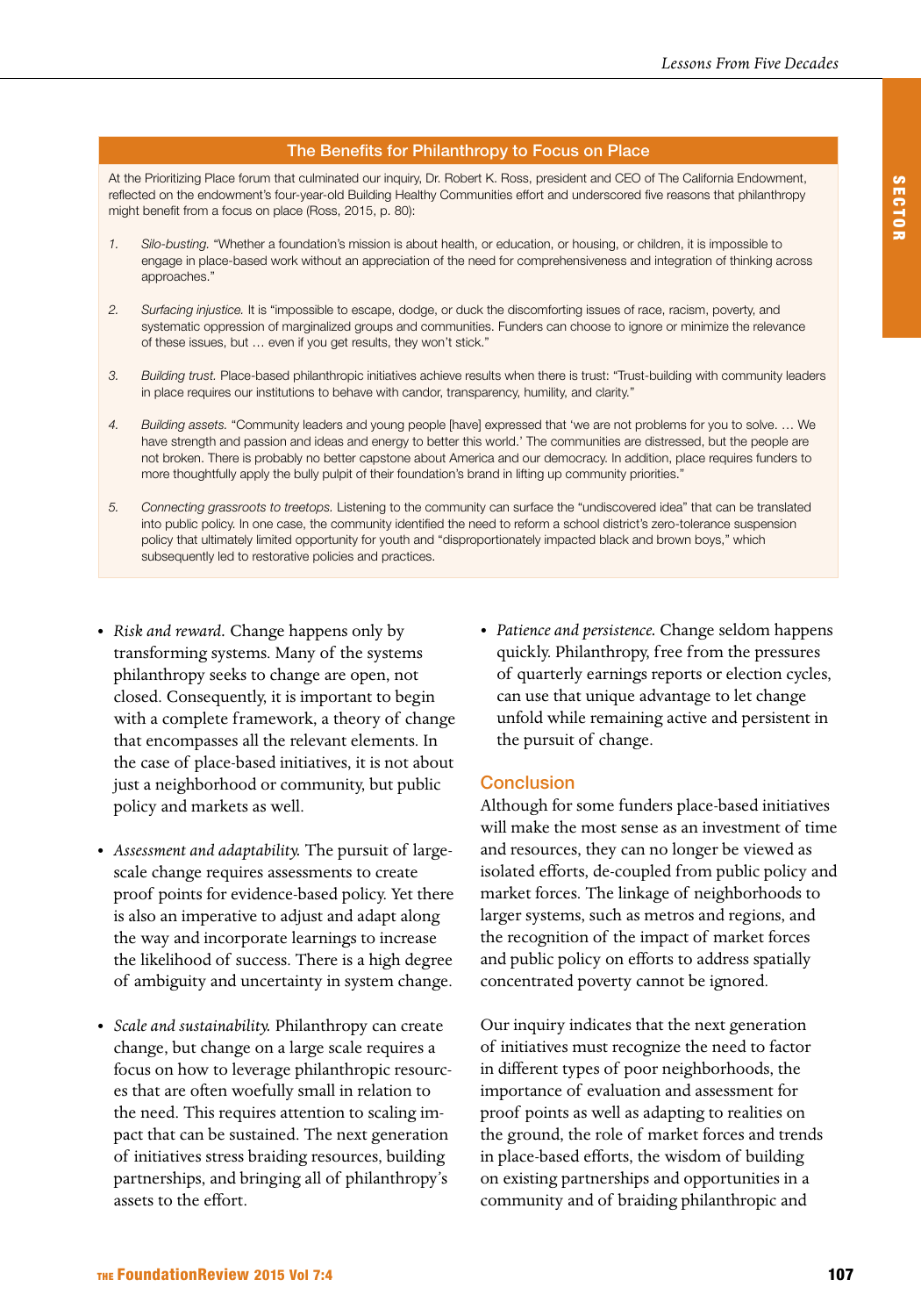### The Benefits for Philanthropy to Focus on Place

At the Prioritizing Place forum that culminated our inquiry, Dr. Robert K. Ross, president and CEO of The California Endowment, reflected on the endowment's four-year-old Building Healthy Communities effort and underscored five reasons that philanthropy might benefit from a focus on place (Ross, 2015, p. 80):

1. *Silo-busting.* "Whether a foundation's mission is about health, or education, or housing, or children, it is impossible to engage in place-based work without an appreciation of the need for comprehensiveness and integration of thinking across approaches."

2. *Surfacing injustice.* It is "impossible to escape, dodge, or duck the discomforting issues of race, racism, poverty, and systematic oppression of marginalized groups and communities. Funders can choose to ignore or minimize the relevance of these issues, but … even if you get results, they won't stick."

3. *Building trust.* Place-based philanthropic initiatives achieve results when there is trust: "Trust-building with community leaders in place requires our institutions to behave with candor, transparency, humility, and clarity."

4. *Building assets.* "Community leaders and young people [have] expressed that 'we are not problems for you to solve. … We have strength and passion and ideas and energy to better this world.' The communities are distressed, but the people are not broken. There is probably no better capstone about America and our democracy. In addition, place requires funders to more thoughtfully apply the bully pulpit of their foundation's brand in lifting up community priorities."

5. *Connecting grassroots to treetops.* Listening to the community can surface the "undiscovered idea" that can be translated into public policy. In one case, the community identified the need to reform a school district's zero-tolerance suspension policy that ultimately limited opportunity for youth and "disproportionately impacted black and brown boys," which subsequently led to restorative policies and practices.

- *Risk and reward.* Change happens only by transforming systems. Many of the systems philanthropy seeks to change are open, not closed. Consequently, it is important to begin with a complete framework, a theory of change that encompasses all the relevant elements. In the case of place-based initiatives, it is not about just a neighborhood or community, but public policy and markets as well.

- *Assessment and adaptability.* The pursuit of large-scale change requires assessments to create proof points for evidence-based policy. Yet there is also an imperative to adjust and adapt along the way and incorporate learnings to increase the likelihood of success. There is a high degree of ambiguity and uncertainty in system change.

- *Scale and sustainability.* Philanthropy can create change, but change on a large scale requires a focus on how to leverage philanthropic resources that are often woefully small in relation to the need. This requires attention to scaling impact that can be sustained. The next generation of initiatives stress braiding resources, building partnerships, and bringing all of philanthropy's assets to the effort.

- *Patience and persistence.* Change seldom happens quickly. Philanthropy, free from the pressures of quarterly earnings reports or election cycles, can use that unique advantage to let change unfold while remaining active and persistent in the pursuit of change.

## Conclusion

Although for some funders place-based initiatives will make the most sense as an investment of time and resources, they can no longer be viewed as isolated efforts, de-coupled from public policy and market forces. The linkage of neighborhoods to larger systems, such as metros and regions, and the recognition of the impact of market forces and public policy on efforts to address spatially concentrated poverty cannot be ignored.

Our inquiry indicates that the next generation of initiatives must recognize the need to factor in different types of poor neighborhoods, the importance of evaluation and assessment for proof points as well as adapting to realities on the ground, the role of market forces and trends in place-based efforts, the wisdom of building on existing partnerships and opportunities in a community and of braiding philanthropic and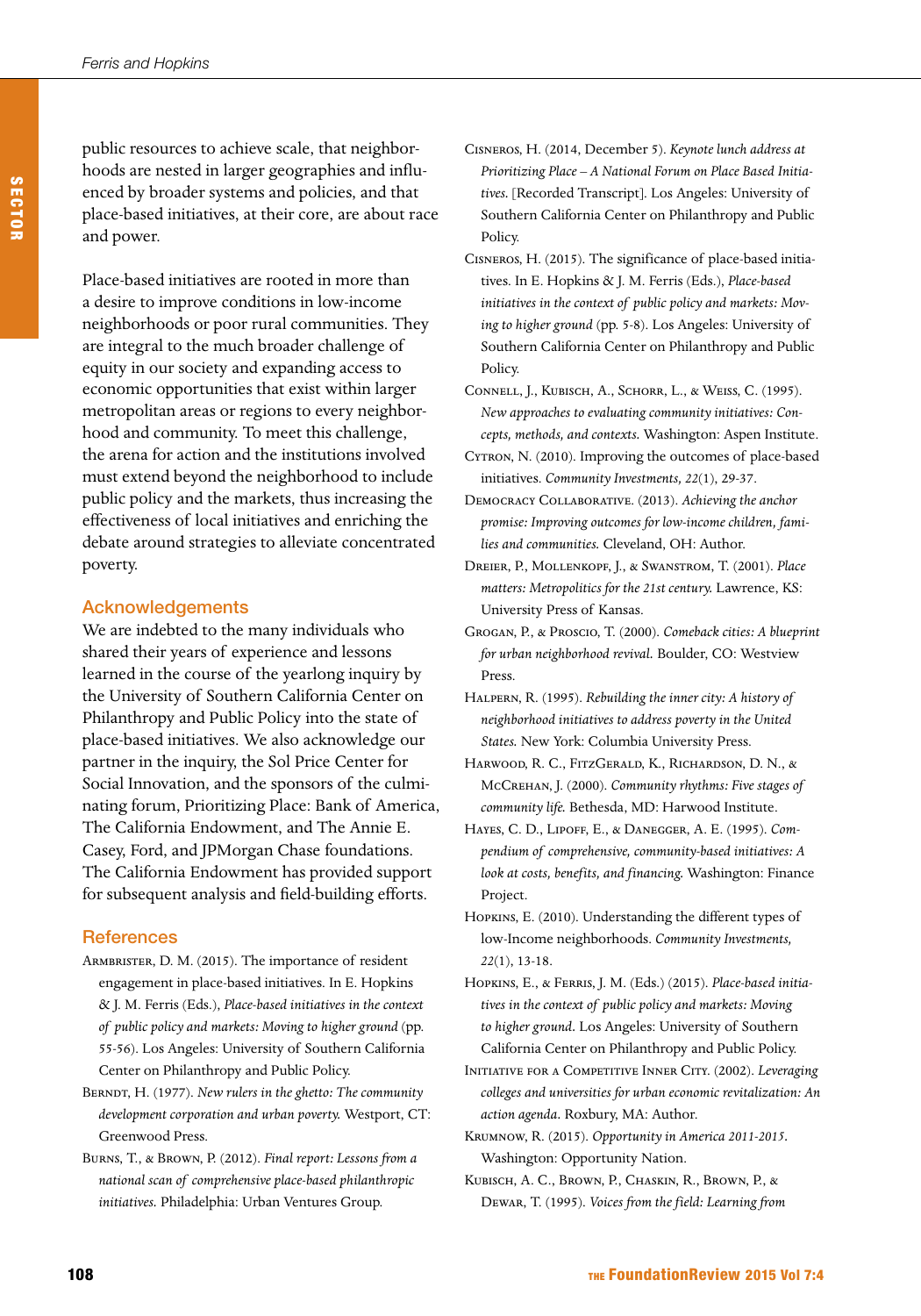public resources to achieve scale, that neighborhoods are nested in larger geographies and influenced by broader systems and policies, and that place-based initiatives, at their core, are about race and power.

Place-based initiatives are rooted in more than a desire to improve conditions in low-income neighborhoods or poor rural communities. They are integral to the much broader challenge of equity in our society and expanding access to economic opportunities that exist within larger metropolitan areas or regions to every neighborhood and community. To meet this challenge, the arena for action and the institutions involved must extend beyond the neighborhood to include public policy and the markets, thus increasing the effectiveness of local initiatives and enriching the debate around strategies to alleviate concentrated poverty.

## Acknowledgements

We are indebted to the many individuals who shared their years of experience and lessons learned in the course of the yearlong inquiry by the University of Southern California Center on Philanthropy and Public Policy into the state of place-based initiatives. We also acknowledge our partner in the inquiry, the Sol Price Center for Social Innovation, and the sponsors of the culminating forum, Prioritizing Place: Bank of America, The California Endowment, and The Annie E. Casey, Ford, and JPMorgan Chase foundations. The California Endowment has provided support for subsequent analysis and field-building efforts.

## References

Armbrister, D. M. (2015). The importance of resident engagement in place-based initiatives. In E. Hopkins & J. M. Ferris (Eds.), *Place-based initiatives in the context of public policy and markets: Moving to higher ground* (pp. 55-56). Los Angeles: University of Southern California Center on Philanthropy and Public Policy.

Berndt, H. (1977). *New rulers in the ghetto: The community development corporation and urban poverty.* Westport, CT: Greenwood Press.

Burns, T., & Brown, P. (2012). *Final report: Lessons from a national scan of comprehensive place-based philanthropic initiatives.* Philadelphia: Urban Ventures Group.

Cisneros, H. (2014, December 5). *Keynote lunch address at Prioritizing Place – A National Forum on Place Based Initiatives.* [Recorded Transcript]. Los Angeles: University of Southern California Center on Philanthropy and Public Policy.

Cisneros, H. (2015). The significance of place-based initiatives. In E. Hopkins & J. M. Ferris (Eds.), *Place-based initiatives in the context of public policy and markets: Moving to higher ground* (pp. 5-8). Los Angeles: University of Southern California Center on Philanthropy and Public Policy.

Connell, J., Kubisch, A., Schorr, L., & Weiss, C. (1995). *New approaches to evaluating community initiatives: Concepts, methods, and contexts.* Washington: Aspen Institute.

Cytron, N. (2010). Improving the outcomes of place-based initiatives. *Community Investments, 22*(1), 29-37.

Democracy Collaborative. (2013). *Achieving the anchor promise: Improving outcomes for low-income children, families and communities.* Cleveland, OH: Author.

Dreier, P., Mollenkopf, J., & Swanstrom, T. (2001). *Place matters: Metropolitics for the 21st century.* Lawrence, KS: University Press of Kansas.

Grogan, P., & Proscio, T. (2000). *Comeback cities: A blueprint for urban neighborhood revival.* Boulder, CO: Westview Press.

Halpern, R. (1995). *Rebuilding the inner city: A history of neighborhood initiatives to address poverty in the United States.* New York: Columbia University Press.

Harwood, R. C., FitzGerald, K., Richardson, D. N., & McCrehan, J. (2000). *Community rhythms: Five stages of community life.* Bethesda, MD: Harwood Institute.

Hayes, C. D., Lipoff, E., & Danegger, A. E. (1995). *Compendium of comprehensive, community-based initiatives: A look at costs, benefits, and financing.* Washington: Finance Project.

Hopkins, E. (2010). Understanding the different types of low-Income neighborhoods. *Community Investments, 22*(1), 13-18.

Hopkins, E., & Ferris, J. M. (Eds.) (2015). *Place-based initiatives in the context of public policy and markets: Moving to higher ground*. Los Angeles: University of Southern California Center on Philanthropy and Public Policy.

Initiative for a Competitive Inner City. (2002). *Leveraging colleges and universities for urban economic revitalization: An action agenda*. Roxbury, MA: Author.

Krumnow, R. (2015). *Opportunity in America 2011-2015*. Washington: Opportunity Nation.

Kubisch, A. C., Brown, P., Chaskin, R., Brown, P., & Dewar, T. (1995). *Voices from the field: Learning from*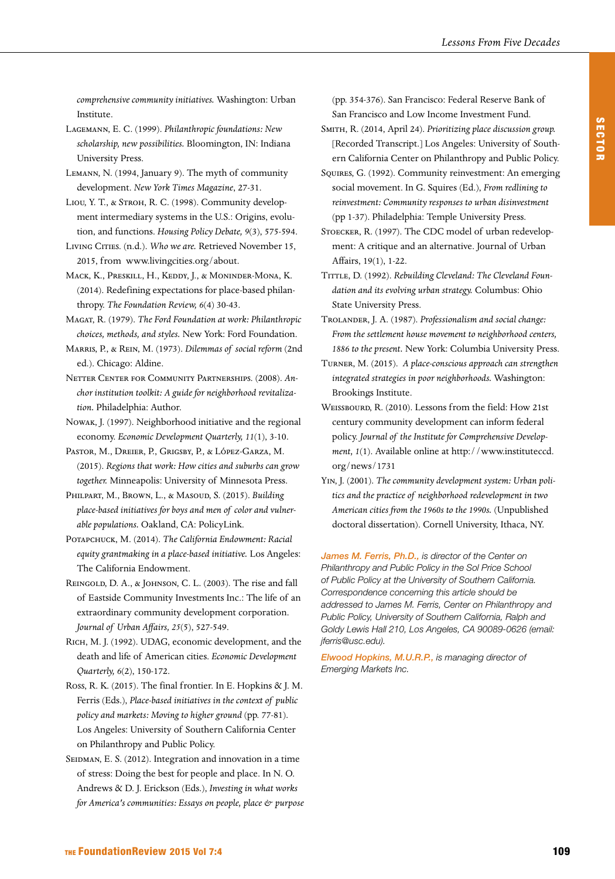*comprehensive community initiatives.* Washington: Urban Institute.

Lagemann, E. C. (1999). *Philanthropic foundations: New scholarship, new possibilities.* Bloomington, IN: Indiana University Press.

Lemann, N. (1994, January 9). The myth of community development. *New York Times Magazine*, 27-31.

Liou, Y. T., & Stroh, R. C. (1998). Community development intermediary systems in the U.S.: Origins, evolution, and functions. *Housing Policy Debate, 9*(3), 575-594.

Living Cities. (n.d.). *Who we are.* Retrieved November 15, 2015, from www.livingcities.org/about.

Mack, K., Preskill, H., Keddy, J., & Moninder-Mona, K. (2014). Redefining expectations for place-based philanthropy. *The Foundation Review, 6*(4) 30-43.

Magat, R. (1979). *The Ford Foundation at work: Philanthropic choices, methods, and styles.* New York: Ford Foundation.

Marris, P., & Rein, M. (1973). *Dilemmas of social reform* (2nd ed.). Chicago: Aldine.

Netter Center for Community Partnerships. (2008). *Anchor institution toolkit: A guide for neighborhood revitalization.* Philadelphia: Author.

Nowak, J. (1997). Neighborhood initiative and the regional economy. *Economic Development Quarterly, 11*(1), 3-10.

Pastor, M., Dreier, P., Grigsby, P., & López-Garza, M. (2015). *Regions that work: How cities and suburbs can grow together.* Minneapolis: University of Minnesota Press.

Philpart, M., Brown, L., & Masoud, S. (2015). *Building place-based initiatives for boys and men of color and vulnerable populations.* Oakland, CA: PolicyLink.

Potapchuck, M. (2014). *The California Endowment: Racial equity grantmaking in a place-based initiative.* Los Angeles: The California Endowment.

Reingold, D. A., & Johnson, C. L. (2003). The rise and fall of Eastside Community Investments Inc.: The life of an extraordinary community development corporation. *Journal of Urban Affairs, 25*(5), 527-549.

Rich, M. J. (1992). UDAG, economic development, and the death and life of American cities. *Economic Development Quarterly, 6*(2), 150-172.

Ross, R. K. (2015). The final frontier. In E. Hopkins & J. M. Ferris (Eds.), *Place-based initiatives in the context of public policy and markets: Moving to higher ground* (pp. 77-81). Los Angeles: University of Southern California Center on Philanthropy and Public Policy.

Seidman, E. S. (2012). Integration and innovation in a time of stress: Doing the best for people and place. In N. O. Andrews & D. J. Erickson (Eds.), *Investing in what works for America's communities: Essays on people, place & purpose* (pp. 354-376). San Francisco: Federal Reserve Bank of San Francisco and Low Income Investment Fund.

Smith, R. (2014, April 24). *Prioritizing place discussion group.* [Recorded Transcript.] Los Angeles: University of Southern California Center on Philanthropy and Public Policy.

Squires, G. (1992). Community reinvestment: An emerging social movement. In G. Squires (Ed.), *From redlining to reinvestment: Community responses to urban disinvestment* (pp 1-37). Philadelphia: Temple University Press.

Stoecker, R. (1997). The CDC model of urban redevelopment: A critique and an alternative. Journal of Urban Affairs, 19(1), 1-22.

Tittle, D. (1992). *Rebuilding Cleveland: The Cleveland Foundation and its evolving urban strategy.* Columbus: Ohio State University Press.

Trolander, J. A. (1987). *Professionalism and social change: From the settlement house movement to neighborhood centers, 1886 to the present.* New York: Columbia University Press.

Turner, M. (2015). *A place-conscious approach can strengthen integrated strategies in poor neighborhoods.* Washington: Brookings Institute.

Weissbourd, R. (2010). Lessons from the field: How 21st century community development can inform federal policy. *Journal of the Institute for Comprehensive Development, 1*(1). Available online at http://www.instituteccd.org/news/1731

Yin, J. (2001). *The community development system: Urban politics and the practice of neighborhood redevelopment in two American cities from the 1960s to the 1990s.* (Unpublished doctoral dissertation). Cornell University, Ithaca, NY.

***James M. Ferris, Ph.D.,*** *is director of the Center on Philanthropy and Public Policy in the Sol Price School of Public Policy at the University of Southern California. Correspondence concerning this article should be addressed to James M. Ferris, Center on Philanthropy and Public Policy, University of Southern California, Ralph and Goldy Lewis Hall 210, Los Angeles, CA 90089-0626 (email: jferris@usc.edu).*

***Elwood Hopkins, M.U.R.P.,*** *is managing director of Emerging Markets Inc.*